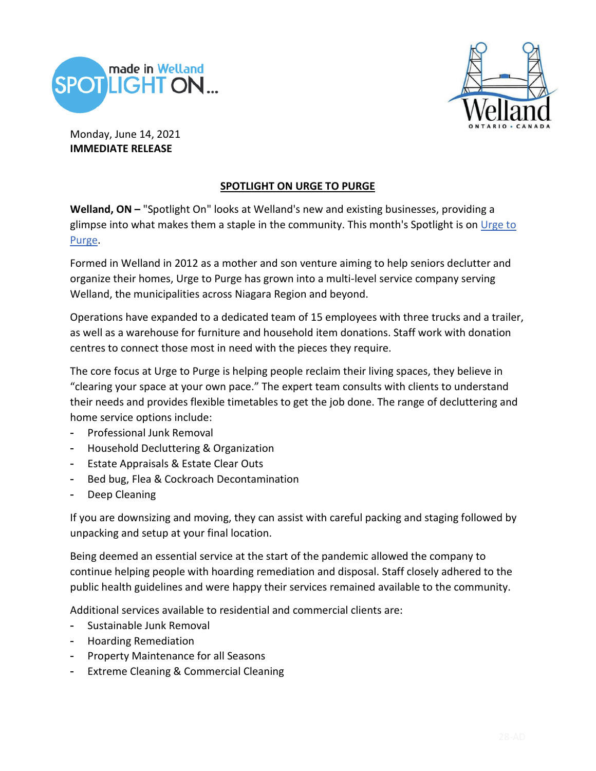Monday, June 14, 2021
**IMMEDIATE RELEASE**

## SPOTLIGHT ON URGE TO PURGE

**Welland, ON –** "Spotlight On" looks at Welland's new and existing businesses, providing a glimpse into what makes them a staple in the community. This month's Spotlight is on Urge to Purge.

Formed in Welland in 2012 as a mother and son venture aiming to help seniors declutter and organize their homes, Urge to Purge has grown into a multi-level service company serving Welland, the municipalities across Niagara Region and beyond.

Operations have expanded to a dedicated team of 15 employees with three trucks and a trailer, as well as a warehouse for furniture and household item donations. Staff work with donation centres to connect those most in need with the pieces they require.

The core focus at Urge to Purge is helping people reclaim their living spaces, they believe in "clearing your space at your own pace." The expert team consults with clients to understand their needs and provides flexible timetables to get the job done. The range of decluttering and home service options include:

- Professional Junk Removal
- Household Decluttering & Organization
- Estate Appraisals & Estate Clear Outs
- Bed bug, Flea & Cockroach Decontamination
- Deep Cleaning

If you are downsizing and moving, they can assist with careful packing and staging followed by unpacking and setup at your final location.

Being deemed an essential service at the start of the pandemic allowed the company to continue helping people with hoarding remediation and disposal. Staff closely adhered to the public health guidelines and were happy their services remained available to the community.

Additional services available to residential and commercial clients are:

- Sustainable Junk Removal
- Hoarding Remediation
- Property Maintenance for all Seasons
- Extreme Cleaning & Commercial Cleaning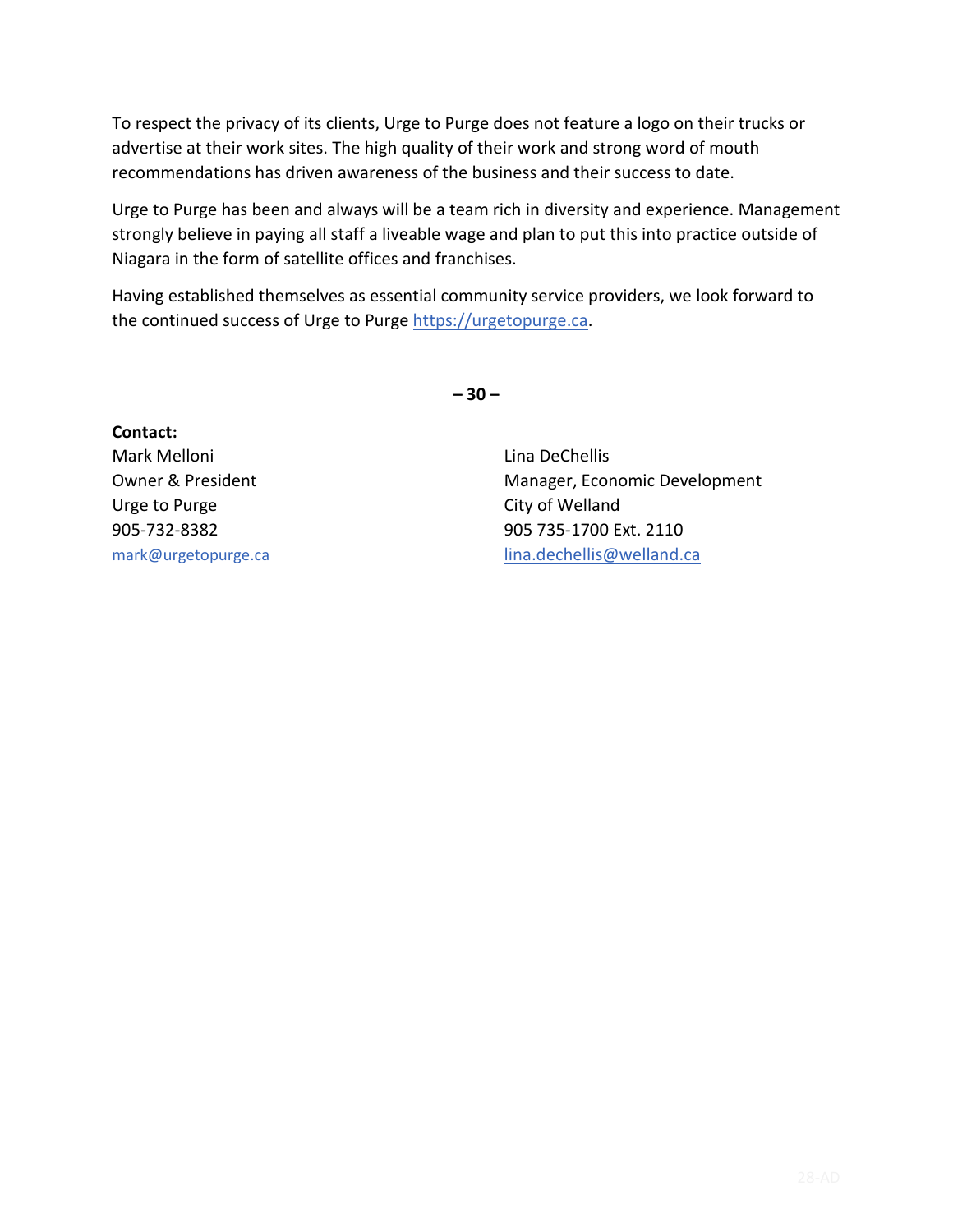To respect the privacy of its clients, Urge to Purge does not feature a logo on their trucks or advertise at their work sites. The high quality of their work and strong word of mouth recommendations has driven awareness of the business and their success to date.

Urge to Purge has been and always will be a team rich in diversity and experience. Management strongly believe in paying all staff a liveable wage and plan to put this into practice outside of Niagara in the form of satellite offices and franchises.

Having established themselves as essential community service providers, we look forward to the continued success of Urge to Purge https://urgetopurge.ca.

**– 30 –**

**Contact:**

Mark Melloni
Owner & President
Urge to Purge
905-732-8382
mark@urgetopurge.ca

Lina DeChellis
Manager, Economic Development
City of Welland
905 735-1700 Ext. 2110
lina.dechellis@welland.ca